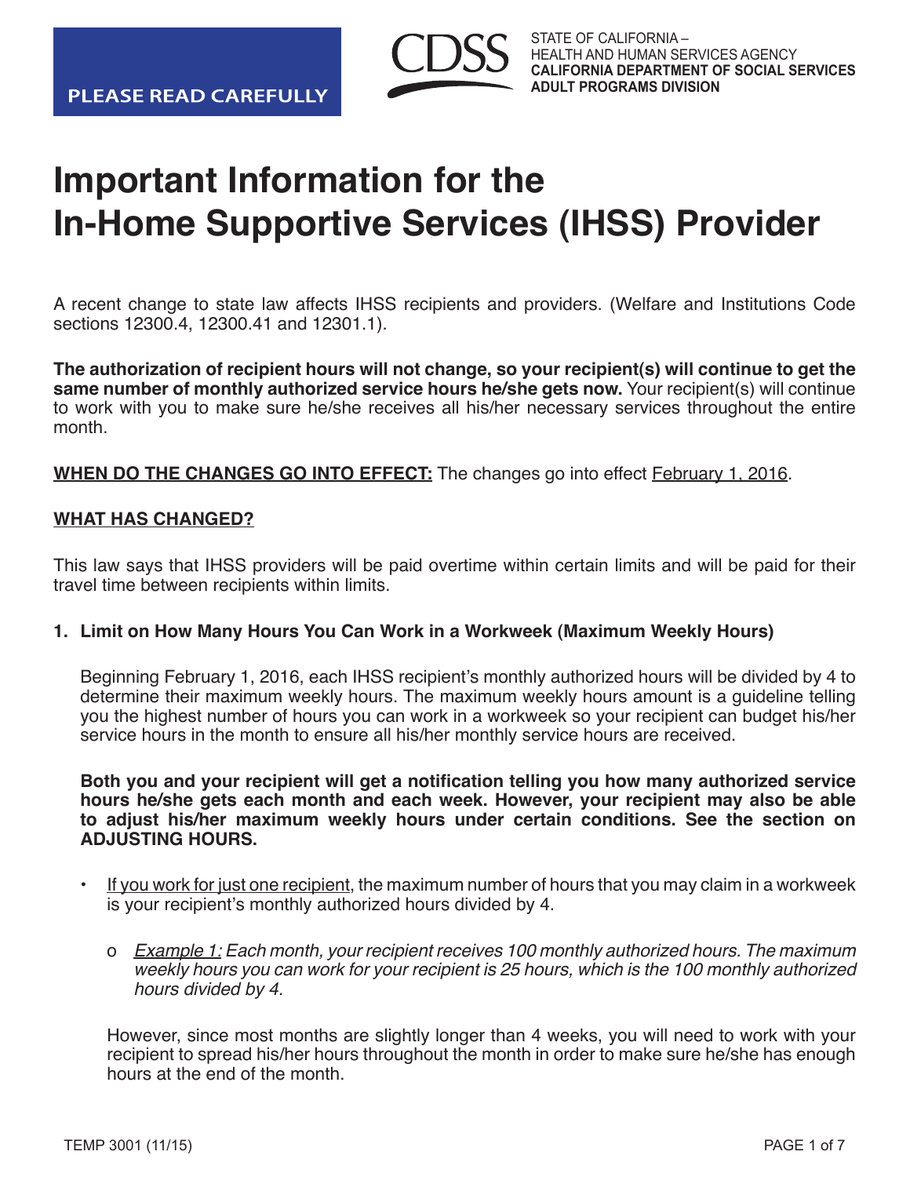**PLEASE READ CAREFULLY**

CDSS

STATE OF CALIFORNIA –
HEALTH AND HUMAN SERVICES AGENCY
**CALIFORNIA DEPARTMENT OF SOCIAL SERVICES**
**ADULT PROGRAMS DIVISION**

# Important Information for the In-Home Supportive Services (IHSS) Provider

A recent change to state law affects IHSS recipients and providers. (Welfare and Institutions Code sections 12300.4, 12300.41 and 12301.1).

**The authorization of recipient hours will not change, so your recipient(s) will continue to get the same number of monthly authorized service hours he/she gets now.** Your recipient(s) will continue to work with you to make sure he/she receives all his/her necessary services throughout the entire month.

**<u>WHEN DO THE CHANGES GO INTO EFFECT:</u>** The changes go into effect <u>February 1, 2016</u>.

**<u>WHAT HAS CHANGED?</u>**

This law says that IHSS providers will be paid overtime within certain limits and will be paid for their travel time between recipients within limits.

**1. Limit on How Many Hours You Can Work in a Workweek (Maximum Weekly Hours)**

Beginning February 1, 2016, each IHSS recipient's monthly authorized hours will be divided by 4 to determine their maximum weekly hours. The maximum weekly hours amount is a guideline telling you the highest number of hours you can work in a workweek so your recipient can budget his/her service hours in the month to ensure all his/her monthly service hours are received.

**Both you and your recipient will get a notification telling you how many authorized service hours he/she gets each month and each week. However, your recipient may also be able to adjust his/her maximum weekly hours under certain conditions. See the section on ADJUSTING HOURS.**

- <u>If you work for just one recipient</u>, the maximum number of hours that you may claim in a workweek is your recipient's monthly authorized hours divided by 4.
  - *<u>Example 1:</u> Each month, your recipient receives 100 monthly authorized hours. The maximum weekly hours you can work for your recipient is 25 hours, which is the 100 monthly authorized hours divided by 4.*

  However, since most months are slightly longer than 4 weeks, you will need to work with your recipient to spread his/her hours throughout the month in order to make sure he/she has enough hours at the end of the month.

TEMP 3001 (11/15)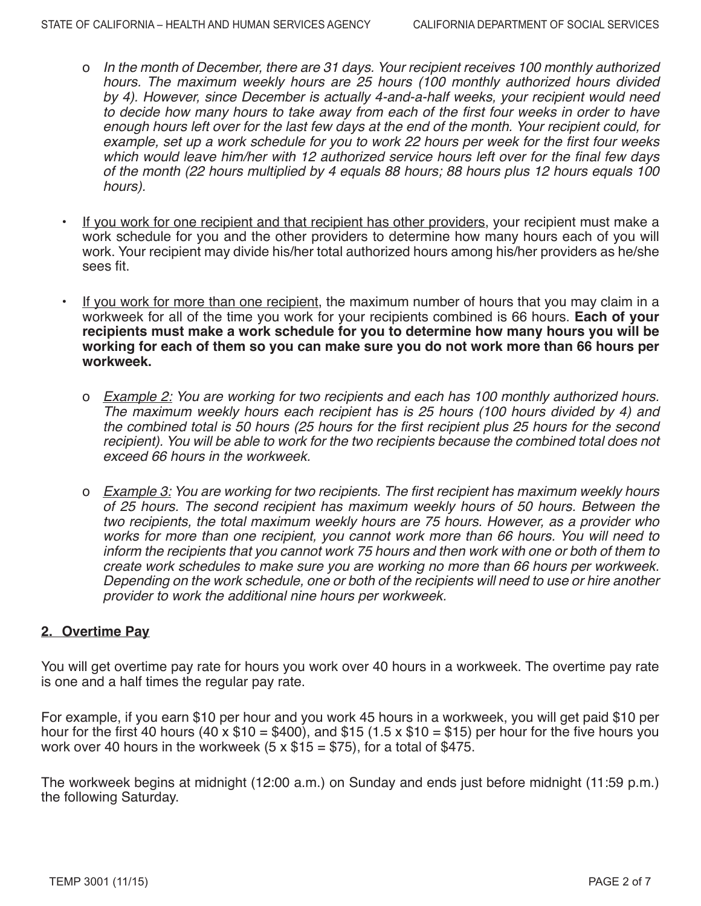- *In the month of December, there are 31 days. Your recipient receives 100 monthly authorized hours. The maximum weekly hours are 25 hours (100 monthly authorized hours divided by 4). However, since December is actually 4-and-a-half weeks, your recipient would need to decide how many hours to take away from each of the first four weeks in order to have enough hours left over for the last few days at the end of the month. Your recipient could, for example, set up a work schedule for you to work 22 hours per week for the first four weeks which would leave him/her with 12 authorized service hours left over for the final few days of the month (22 hours multiplied by 4 equals 88 hours; 88 hours plus 12 hours equals 100 hours).*

- <u>If you work for one recipient and that recipient has other providers</u>, your recipient must make a work schedule for you and the other providers to determine how many hours each of you will work. Your recipient may divide his/her total authorized hours among his/her providers as he/she sees fit.

- <u>If you work for more than one recipient</u>, the maximum number of hours that you may claim in a workweek for all of the time you work for your recipients combined is 66 hours. **Each of your recipients must make a work schedule for you to determine how many hours you will be working for each of them so you can make sure you do not work more than 66 hours per workweek.**

  - *<u>Example 2:</u> You are working for two recipients and each has 100 monthly authorized hours. The maximum weekly hours each recipient has is 25 hours (100 hours divided by 4) and the combined total is 50 hours (25 hours for the first recipient plus 25 hours for the second recipient). You will be able to work for the two recipients because the combined total does not exceed 66 hours in the workweek.*

  - *<u>Example 3:</u> You are working for two recipients. The first recipient has maximum weekly hours of 25 hours. The second recipient has maximum weekly hours of 50 hours. Between the two recipients, the total maximum weekly hours are 75 hours. However, as a provider who works for more than one recipient, you cannot work more than 66 hours. You will need to inform the recipients that you cannot work 75 hours and then work with one or both of them to create work schedules to make sure you are working no more than 66 hours per workweek. Depending on the work schedule, one or both of the recipients will need to use or hire another provider to work the additional nine hours per workweek.*

## 2. Overtime Pay

You will get overtime pay rate for hours you work over 40 hours in a workweek. The overtime pay rate is one and a half times the regular pay rate.

For example, if you earn $10 per hour and you work 45 hours in a workweek, you will get paid $10 per hour for the first 40 hours (40 x $10 = $400), and $15 (1.5 x $10 = $15) per hour for the five hours you work over 40 hours in the workweek (5 x $15 = $75), for a total of $475.

The workweek begins at midnight (12:00 a.m.) on Sunday and ends just before midnight (11:59 p.m.) the following Saturday.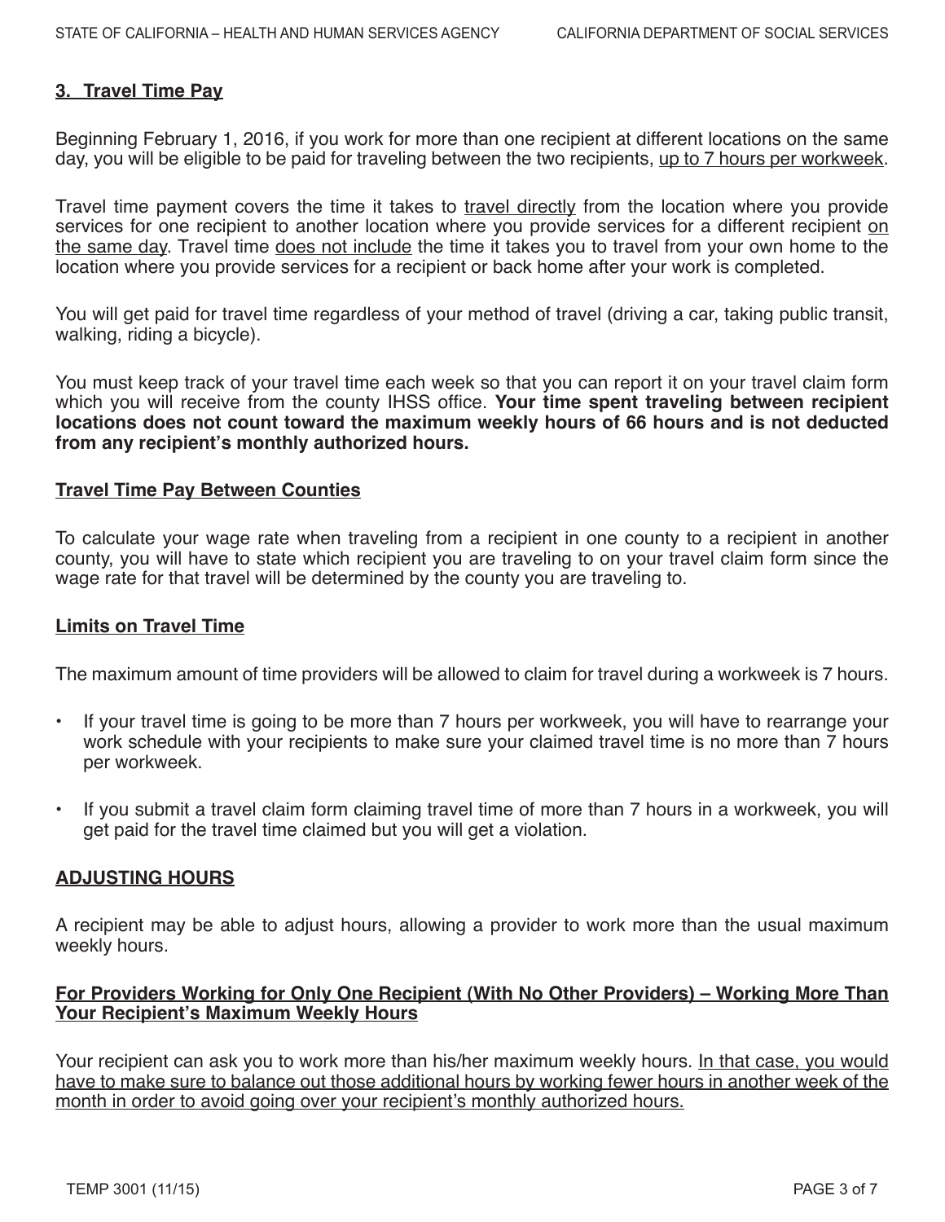## 3. Travel Time Pay

Beginning February 1, 2016, if you work for more than one recipient at different locations on the same day, you will be eligible to be paid for traveling between the two recipients, up to 7 hours per workweek.

Travel time payment covers the time it takes to travel directly from the location where you provide services for one recipient to another location where you provide services for a different recipient on the same day. Travel time does not include the time it takes you to travel from your own home to the location where you provide services for a recipient or back home after your work is completed.

You will get paid for travel time regardless of your method of travel (driving a car, taking public transit, walking, riding a bicycle).

You must keep track of your travel time each week so that you can report it on your travel claim form which you will receive from the county IHSS office. **Your time spent traveling between recipient locations does not count toward the maximum weekly hours of 66 hours and is not deducted from any recipient's monthly authorized hours.**

### Travel Time Pay Between Counties

To calculate your wage rate when traveling from a recipient in one county to a recipient in another county, you will have to state which recipient you are traveling to on your travel claim form since the wage rate for that travel will be determined by the county you are traveling to.

### Limits on Travel Time

The maximum amount of time providers will be allowed to claim for travel during a workweek is 7 hours.

- If your travel time is going to be more than 7 hours per workweek, you will have to rearrange your work schedule with your recipients to make sure your claimed travel time is no more than 7 hours per workweek.
- If you submit a travel claim form claiming travel time of more than 7 hours in a workweek, you will get paid for the travel time claimed but you will get a violation.

## ADJUSTING HOURS

A recipient may be able to adjust hours, allowing a provider to work more than the usual maximum weekly hours.

### For Providers Working for Only One Recipient (With No Other Providers) – Working More Than Your Recipient's Maximum Weekly Hours

Your recipient can ask you to work more than his/her maximum weekly hours. In that case, you would have to make sure to balance out those additional hours by working fewer hours in another week of the month in order to avoid going over your recipient's monthly authorized hours.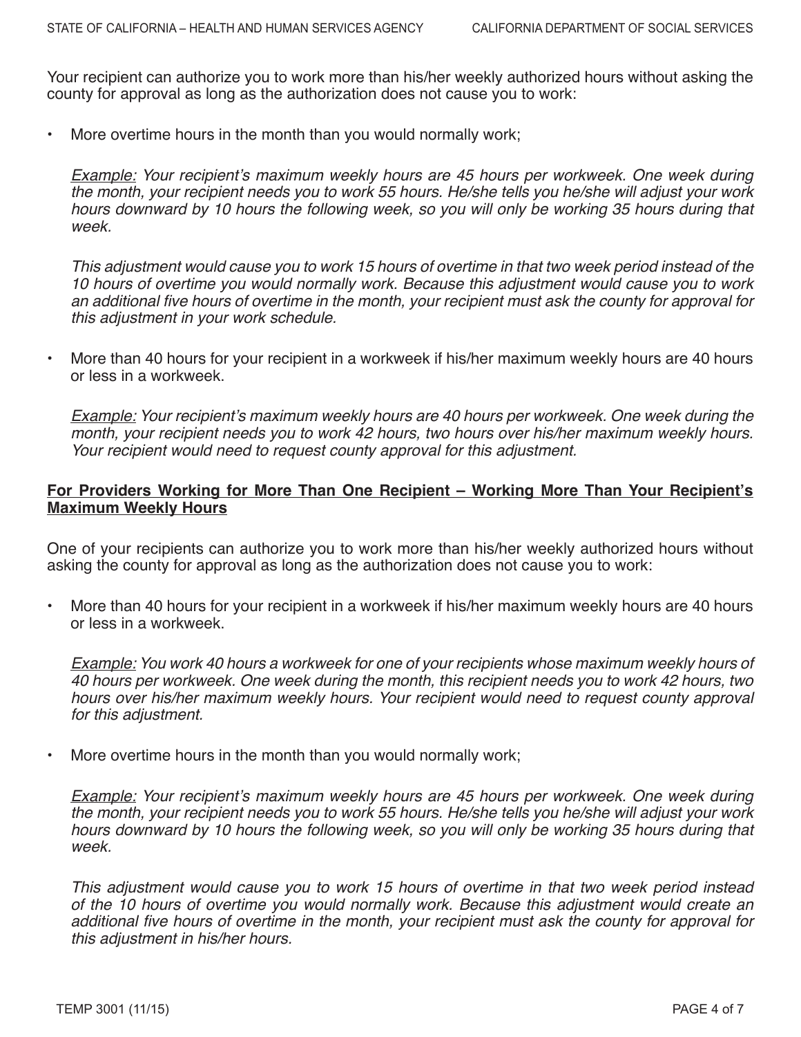Your recipient can authorize you to work more than his/her weekly authorized hours without asking the county for approval as long as the authorization does not cause you to work:

- More overtime hours in the month than you would normally work;

  *<u>Example:</u> Your recipient's maximum weekly hours are 45 hours per workweek. One week during the month, your recipient needs you to work 55 hours. He/she tells you he/she will adjust your work hours downward by 10 hours the following week, so you will only be working 35 hours during that week.*

  *This adjustment would cause you to work 15 hours of overtime in that two week period instead of the 10 hours of overtime you would normally work. Because this adjustment would cause you to work an additional five hours of overtime in the month, your recipient must ask the county for approval for this adjustment in your work schedule.*

- More than 40 hours for your recipient in a workweek if his/her maximum weekly hours are 40 hours or less in a workweek.

  *<u>Example:</u> Your recipient's maximum weekly hours are 40 hours per workweek. One week during the month, your recipient needs you to work 42 hours, two hours over his/her maximum weekly hours. Your recipient would need to request county approval for this adjustment.*

**<u>For Providers Working for More Than One Recipient – Working More Than Your Recipient's Maximum Weekly Hours</u>**

One of your recipients can authorize you to work more than his/her weekly authorized hours without asking the county for approval as long as the authorization does not cause you to work:

- More than 40 hours for your recipient in a workweek if his/her maximum weekly hours are 40 hours or less in a workweek.

  *<u>Example:</u> You work 40 hours a workweek for one of your recipients whose maximum weekly hours of 40 hours per workweek. One week during the month, this recipient needs you to work 42 hours, two hours over his/her maximum weekly hours. Your recipient would need to request county approval for this adjustment.*

- More overtime hours in the month than you would normally work;

  *<u>Example:</u> Your recipient's maximum weekly hours are 45 hours per workweek. One week during the month, your recipient needs you to work 55 hours. He/she tells you he/she will adjust your work hours downward by 10 hours the following week, so you will only be working 35 hours during that week.*

  *This adjustment would cause you to work 15 hours of overtime in that two week period instead of the 10 hours of overtime you would normally work. Because this adjustment would create an additional five hours of overtime in the month, your recipient must ask the county for approval for this adjustment in his/her hours.*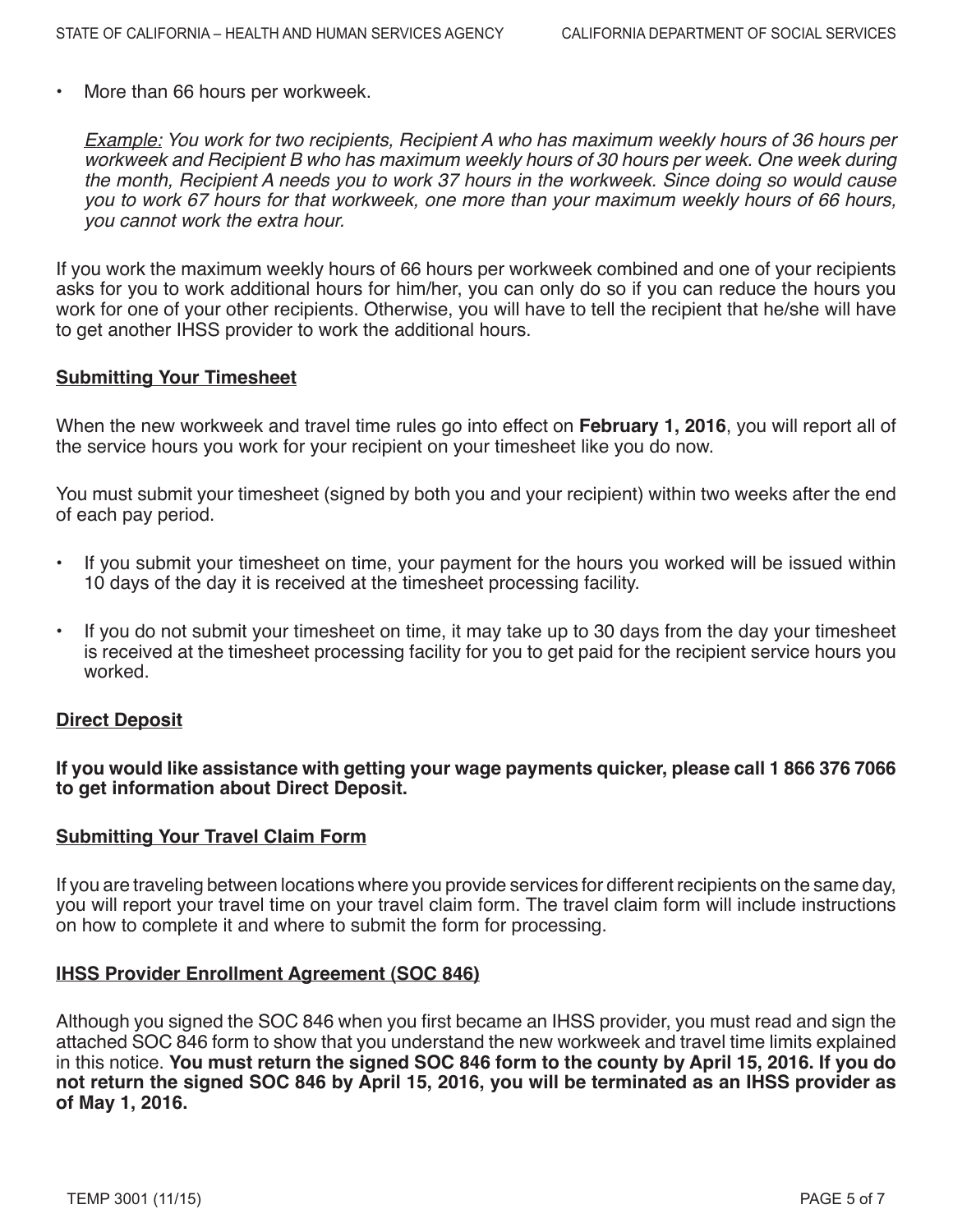- More than 66 hours per workweek.

  *Example: You work for two recipients, Recipient A who has maximum weekly hours of 36 hours per workweek and Recipient B who has maximum weekly hours of 30 hours per week. One week during the month, Recipient A needs you to work 37 hours in the workweek. Since doing so would cause you to work 67 hours for that workweek, one more than your maximum weekly hours of 66 hours, you cannot work the extra hour.*

If you work the maximum weekly hours of 66 hours per workweek combined and one of your recipients asks for you to work additional hours for him/her, you can only do so if you can reduce the hours you work for one of your other recipients. Otherwise, you will have to tell the recipient that he/she will have to get another IHSS provider to work the additional hours.

## Submitting Your Timesheet

When the new workweek and travel time rules go into effect on **February 1, 2016**, you will report all of the service hours you work for your recipient on your timesheet like you do now.

You must submit your timesheet (signed by both you and your recipient) within two weeks after the end of each pay period.

- If you submit your timesheet on time, your payment for the hours you worked will be issued within 10 days of the day it is received at the timesheet processing facility.
- If you do not submit your timesheet on time, it may take up to 30 days from the day your timesheet is received at the timesheet processing facility for you to get paid for the recipient service hours you worked.

## Direct Deposit

**If you would like assistance with getting your wage payments quicker, please call 1 866 376 7066 to get information about Direct Deposit.**

## Submitting Your Travel Claim Form

If you are traveling between locations where you provide services for different recipients on the same day, you will report your travel time on your travel claim form. The travel claim form will include instructions on how to complete it and where to submit the form for processing.

## IHSS Provider Enrollment Agreement (SOC 846)

Although you signed the SOC 846 when you first became an IHSS provider, you must read and sign the attached SOC 846 form to show that you understand the new workweek and travel time limits explained in this notice. **You must return the signed SOC 846 form to the county by April 15, 2016. If you do not return the signed SOC 846 by April 15, 2016, you will be terminated as an IHSS provider as of May 1, 2016.**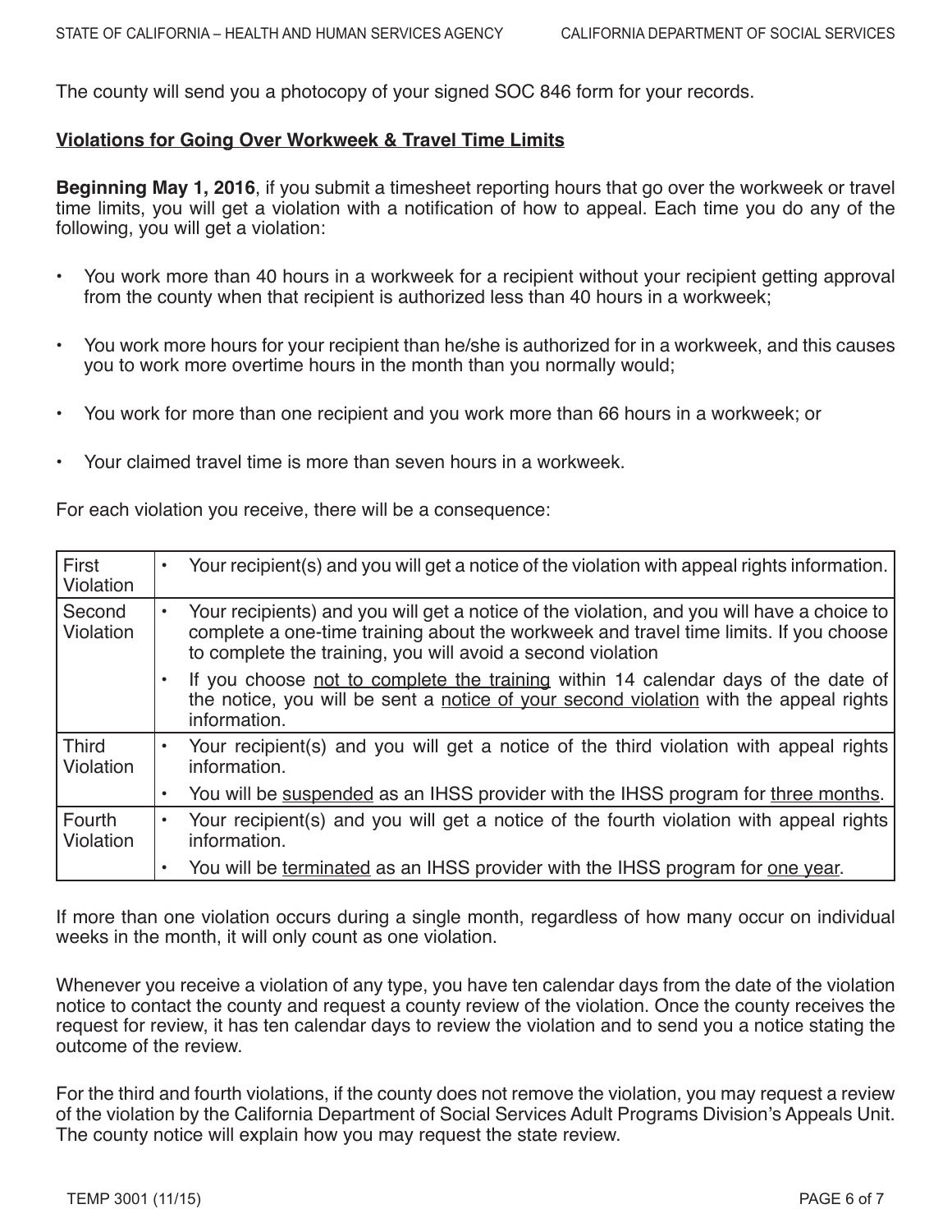The county will send you a photocopy of your signed SOC 846 form for your records.

**Violations for Going Over Workweek & Travel Time Limits**

**Beginning May 1, 2016**, if you submit a timesheet reporting hours that go over the workweek or travel time limits, you will get a violation with a notification of how to appeal. Each time you do any of the following, you will get a violation:

- You work more than 40 hours in a workweek for a recipient without your recipient getting approval from the county when that recipient is authorized less than 40 hours in a workweek;
- You work more hours for your recipient than he/she is authorized for in a workweek, and this causes you to work more overtime hours in the month than you normally would;
- You work for more than one recipient and you work more than 66 hours in a workweek; or
- Your claimed travel time is more than seven hours in a workweek.

For each violation you receive, there will be a consequence:

| | |
|---|---|
| First Violation | • Your recipient(s) and you will get a notice of the violation with appeal rights information. |
| Second Violation | • Your recipients) and you will get a notice of the violation, and you will have a choice to complete a one-time training about the workweek and travel time limits. If you choose to complete the training, you will avoid a second violation<br>• If you choose not to complete the training within 14 calendar days of the date of the notice, you will be sent a notice of your second violation with the appeal rights information. |
| Third Violation | • Your recipient(s) and you will get a notice of the third violation with appeal rights information.<br>• You will be suspended as an IHSS provider with the IHSS program for three months. |
| Fourth Violation | • Your recipient(s) and you will get a notice of the fourth violation with appeal rights information.<br>• You will be terminated as an IHSS provider with the IHSS program for one year. |

If more than one violation occurs during a single month, regardless of how many occur on individual weeks in the month, it will only count as one violation.

Whenever you receive a violation of any type, you have ten calendar days from the date of the violation notice to contact the county and request a county review of the violation. Once the county receives the request for review, it has ten calendar days to review the violation and to send you a notice stating the outcome of the review.

For the third and fourth violations, if the county does not remove the violation, you may request a review of the violation by the California Department of Social Services Adult Programs Division's Appeals Unit. The county notice will explain how you may request the state review.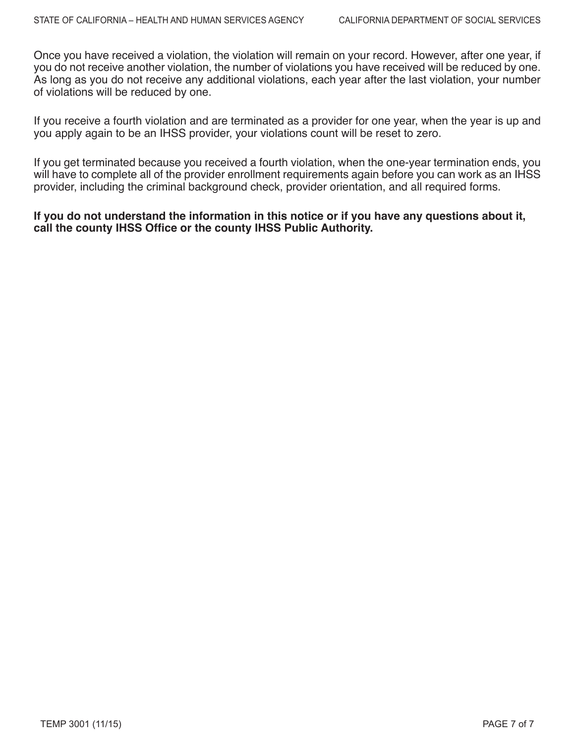Once you have received a violation, the violation will remain on your record. However, after one year, if you do not receive another violation, the number of violations you have received will be reduced by one. As long as you do not receive any additional violations, each year after the last violation, your number of violations will be reduced by one.

If you receive a fourth violation and are terminated as a provider for one year, when the year is up and you apply again to be an IHSS provider, your violations count will be reset to zero.

If you get terminated because you received a fourth violation, when the one-year termination ends, you will have to complete all of the provider enrollment requirements again before you can work as an IHSS provider, including the criminal background check, provider orientation, and all required forms.

**If you do not understand the information in this notice or if you have any questions about it, call the county IHSS Office or the county IHSS Public Authority.**